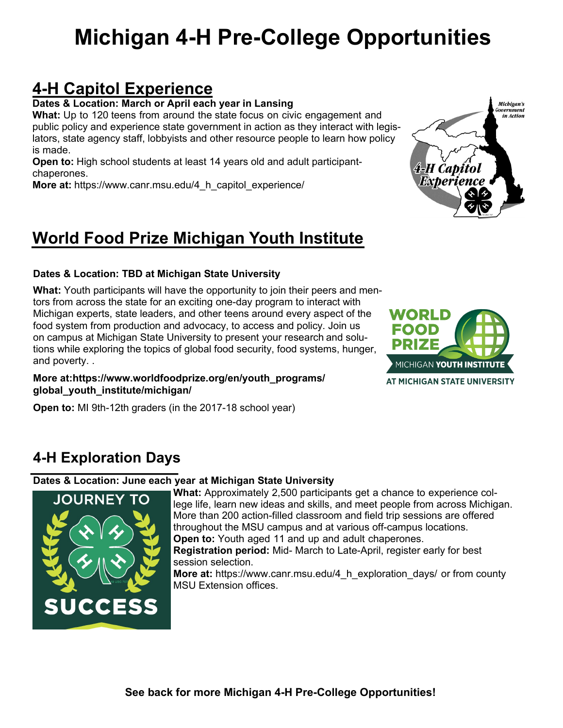# Michigan 4-H Pre-College Opportunities

## 4-H Capitol Experience

**Dates & Location: March or April each year in Lansing**

**What:** Up to 120 teens from around the state focus on civic engagement and public policy and experience state government in action as they interact with legislators, state agency staff, lobbyists and other resource people to learn how policy is made.

**Open to:** High school students at least 14 years old and adult participant-chaperones.

**More at:** https://www.canr.msu.edu/4_h_capitol_experience/

## World Food Prize Michigan Youth Institute

**Dates & Location: TBD at Michigan State University**

**What:** Youth participants will have the opportunity to join their peers and mentors from across the state for an exciting one-day program to interact with Michigan experts, state leaders, and other teens around every aspect of the food system from production and advocacy, to access and policy. Join us on campus at Michigan State University to present your research and solutions while exploring the topics of global food security, food systems, hunger, and poverty. .

**More at:https://www.worldfoodprize.org/en/youth_programs/global_youth_institute/michigan/**

**Open to:** MI 9th-12th graders (in the 2017-18 school year)

## 4-H Exploration Days

**Dates & Location: June each year at Michigan State University**

**What:** Approximately 2,500 participants get a chance to experience college life, learn new ideas and skills, and meet people from across Michigan. More than 200 action-filled classroom and field trip sessions are offered throughout the MSU campus and at various off-campus locations.

**Open to:** Youth aged 11 and up and adult chaperones.

**Registration period:** Mid- March to Late-April, register early for best session selection.

**More at:** https://www.canr.msu.edu/4_h_exploration_days/ or from county MSU Extension offices.

**See back for more Michigan 4-H Pre-College Opportunities!**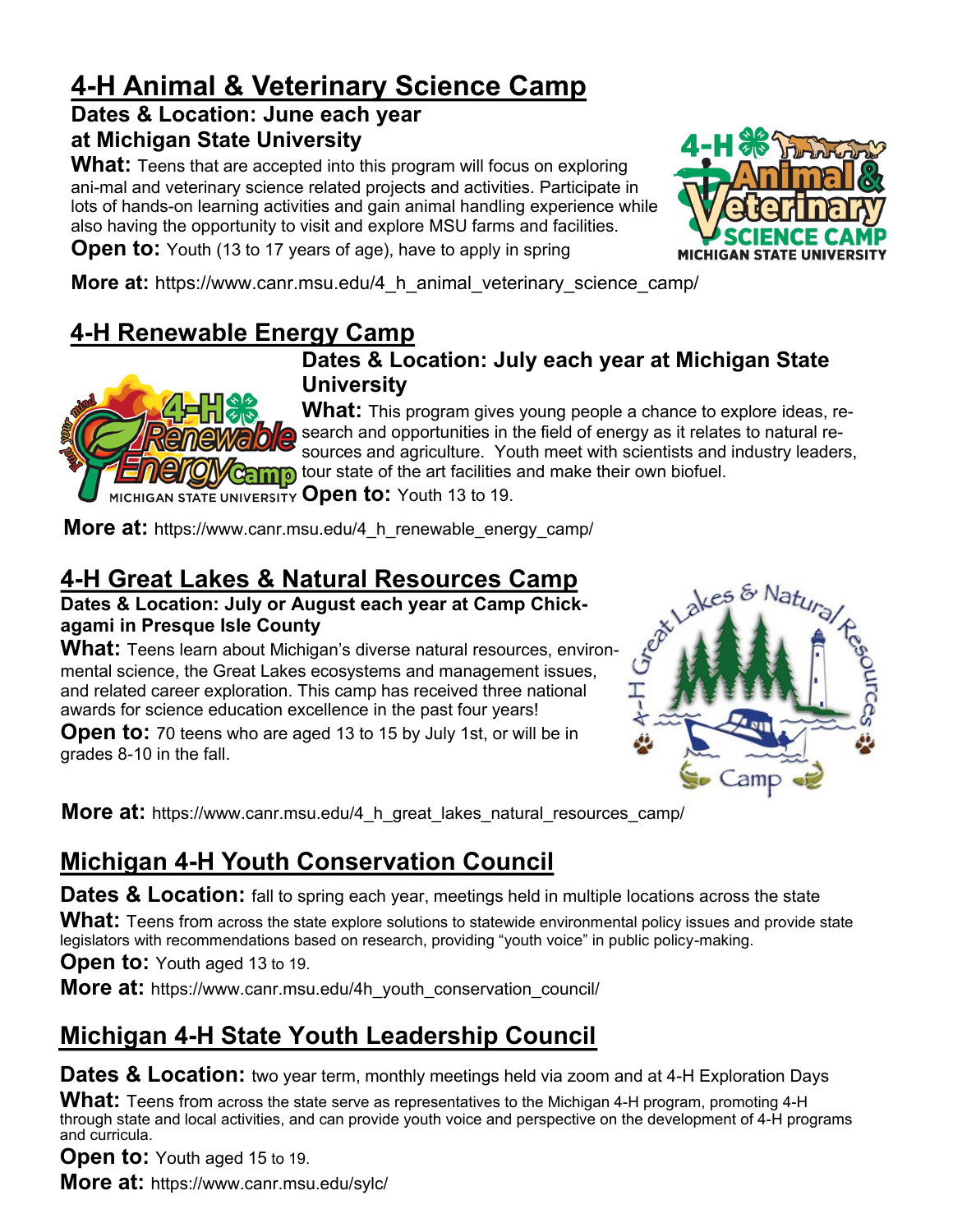## 4-H Animal & Veterinary Science Camp

**Dates & Location: June each year at Michigan State University**

**What:** Teens that are accepted into this program will focus on exploring ani-mal and veterinary science related projects and activities. Participate in lots of hands-on learning activities and gain animal handling experience while also having the opportunity to visit and explore MSU farms and facilities.

**Open to:** Youth (13 to 17 years of age), have to apply in spring

**More at:** https://www.canr.msu.edu/4_h_animal_veterinary_science_camp/

## 4-H Renewable Energy Camp

**Dates & Location: July each year at Michigan State University**

**What:** This program gives young people a chance to explore ideas, re-search and opportunities in the field of energy as it relates to natural re-sources and agriculture. Youth meet with scientists and industry leaders, tour state of the art facilities and make their own biofuel.

**Open to:** Youth 13 to 19.

**More at:** https://www.canr.msu.edu/4_h_renewable_energy_camp/

## 4-H Great Lakes & Natural Resources Camp

**Dates & Location: July or August each year at Camp Chick-agami in Presque Isle County**

**What:** Teens learn about Michigan's diverse natural resources, environ-mental science, the Great Lakes ecosystems and management issues, and related career exploration. This camp has received three national awards for science education excellence in the past four years!

**Open to:** 70 teens who are aged 13 to 15 by July 1st, or will be in grades 8-10 in the fall.

**More at:** https://www.canr.msu.edu/4_h_great_lakes_natural_resources_camp/

## Michigan 4-H Youth Conservation Council

**Dates & Location:** fall to spring each year, meetings held in multiple locations across the state

**What:** Teens from across the state explore solutions to statewide environmental policy issues and provide state legislators with recommendations based on research, providing "youth voice" in public policy-making.

**Open to:** Youth aged 13 to 19.

**More at:** https://www.canr.msu.edu/4h_youth_conservation_council/

## Michigan 4-H State Youth Leadership Council

**Dates & Location:** two year term, monthly meetings held via zoom and at 4-H Exploration Days

**What:** Teens from across the state serve as representatives to the Michigan 4-H program, promoting 4-H through state and local activities, and can provide youth voice and perspective on the development of 4-H programs and curricula.

**Open to:** Youth aged 15 to 19.

**More at:** https://www.canr.msu.edu/sylc/